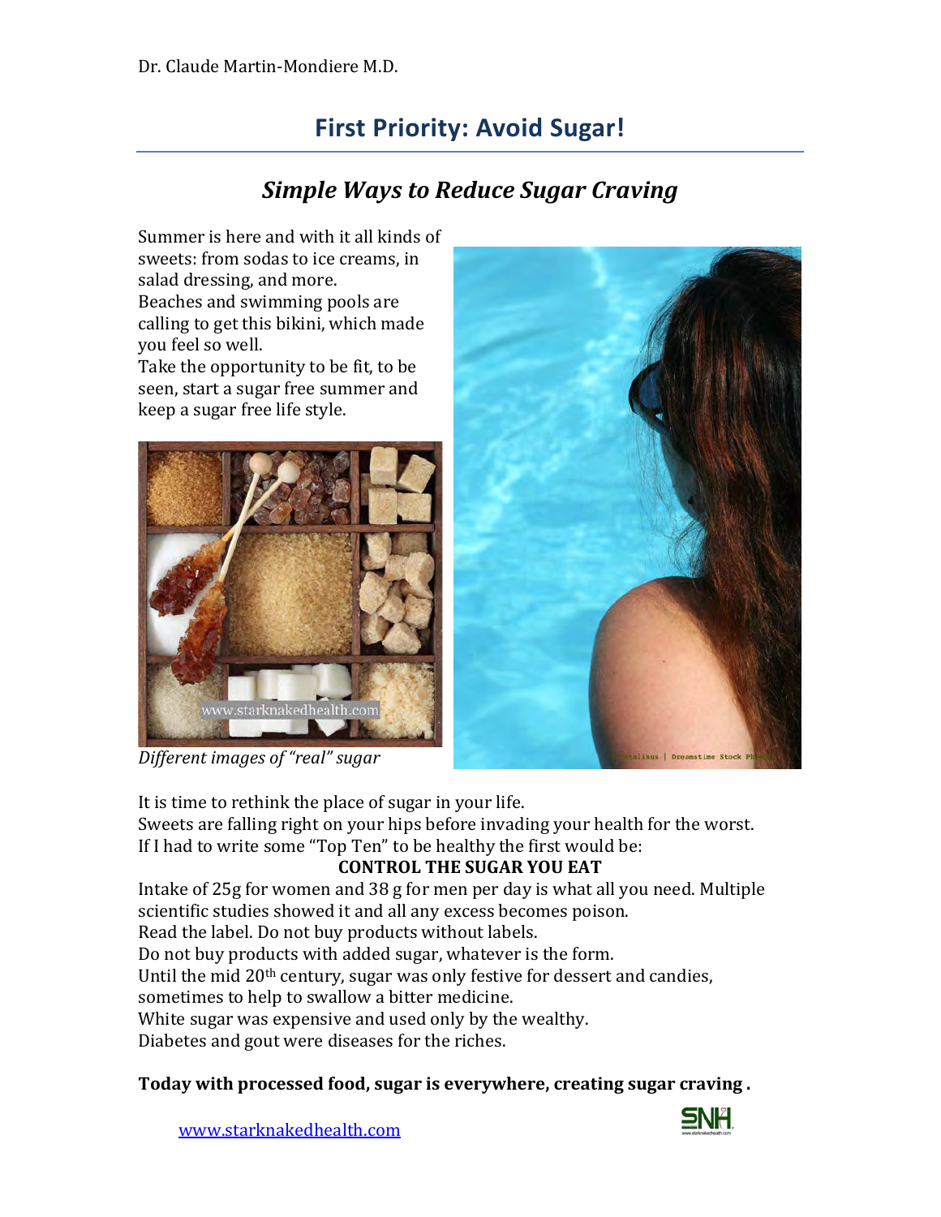Dr. Claude Martin-Mondiere M.D.

# First Priority: Avoid Sugar!

## *Simple Ways to Reduce Sugar Craving*

Summer is here and with it all kinds of sweets: from sodas to ice creams, in salad dressing, and more.
Beaches and swimming pools are calling to get this bikini, which made you feel so well.
Take the opportunity to be fit, to be seen, start a sugar free summer and keep a sugar free life style.

*Different images of "real" sugar*

It is time to rethink the place of sugar in your life.
Sweets are falling right on your hips before invading your health for the worst.
If I had to write some "Top Ten" to be healthy the first would be:

**CONTROL THE SUGAR YOU EAT**

Intake of 25g for women and 38 g for men per day is what all you need. Multiple scientific studies showed it and all any excess becomes poison.
Read the label. Do not buy products without labels.
Do not buy products with added sugar, whatever is the form.
Until the mid 20th century, sugar was only festive for dessert and candies, sometimes to help to swallow a bitter medicine.
White sugar was expensive and used only by the wealthy.
Diabetes and gout were diseases for the riches.

**Today with processed food, sugar is everywhere, creating sugar craving .**

www.starknakedhealth.com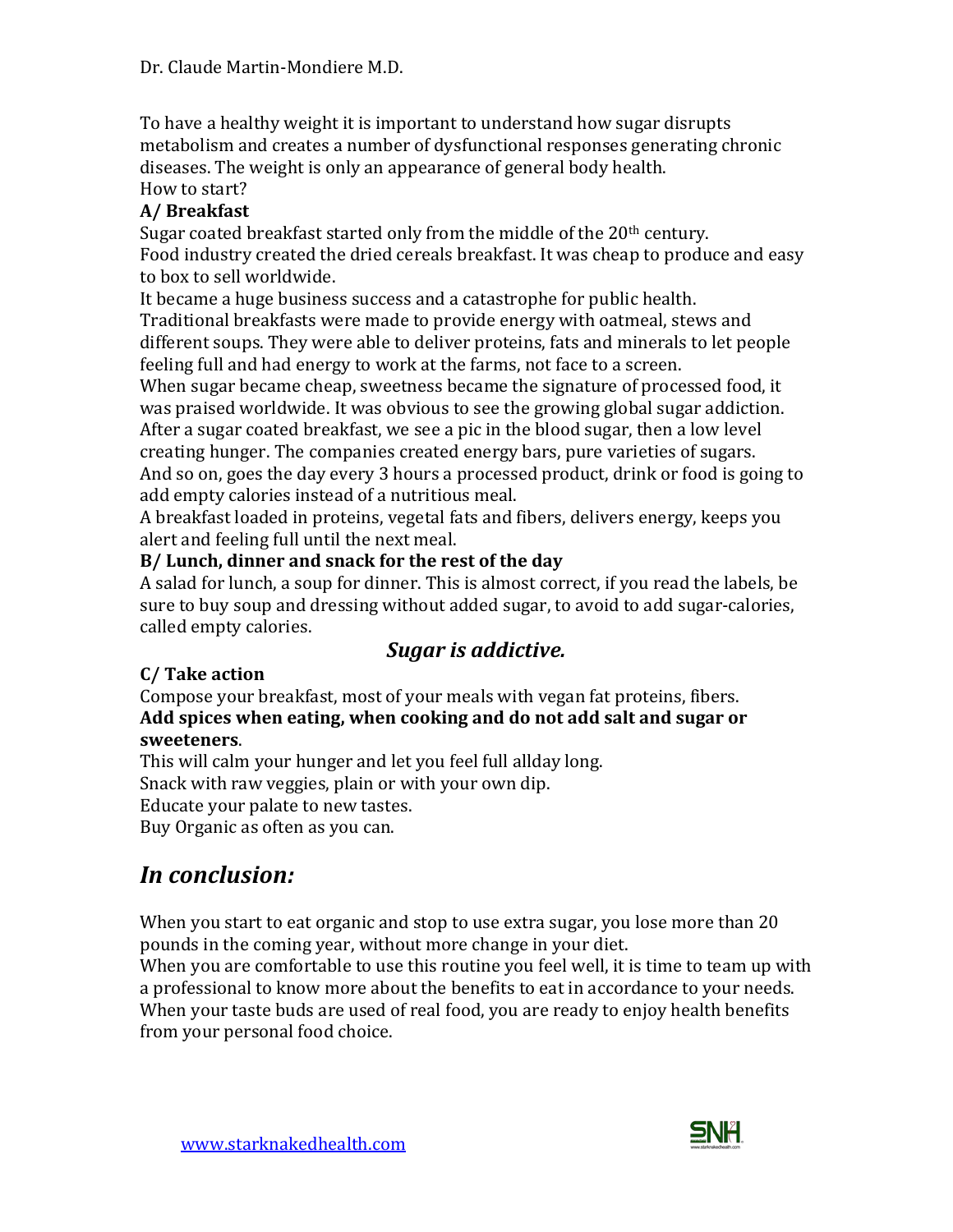Dr. Claude Martin-Mondiere M.D.

To have a healthy weight it is important to understand how sugar disrupts metabolism and creates a number of dysfunctional responses generating chronic diseases. The weight is only an appearance of general body health.
How to start?

**A/ Breakfast**

Sugar coated breakfast started only from the middle of the 20th century.
Food industry created the dried cereals breakfast. It was cheap to produce and easy to box to sell worldwide.
It became a huge business success and a catastrophe for public health.
Traditional breakfasts were made to provide energy with oatmeal, stews and different soups. They were able to deliver proteins, fats and minerals to let people feeling full and had energy to work at the farms, not face to a screen.
When sugar became cheap, sweetness became the signature of processed food, it was praised worldwide. It was obvious to see the growing global sugar addiction.
After a sugar coated breakfast, we see a pic in the blood sugar, then a low level creating hunger. The companies created energy bars, pure varieties of sugars.
And so on, goes the day every 3 hours a processed product, drink or food is going to add empty calories instead of a nutritious meal.
A breakfast loaded in proteins, vegetal fats and fibers, delivers energy, keeps you alert and feeling full until the next meal.

**B/ Lunch, dinner and snack for the rest of the day**

A salad for lunch, a soup for dinner. This is almost correct, if you read the labels, be sure to buy soup and dressing without added sugar, to avoid to add sugar-calories, called empty calories.

***Sugar is addictive.***

**C/ Take action**

Compose your breakfast, most of your meals with vegan fat proteins, fibers.
**Add spices when eating, when cooking and do not add salt and sugar or sweeteners**.
This will calm your hunger and let you feel full allday long.
Snack with raw veggies, plain or with your own dip.
Educate your palate to new tastes.
Buy Organic as often as you can.

## *In conclusion:*

When you start to eat organic and stop to use extra sugar, you lose more than 20 pounds in the coming year, without more change in your diet.
When you are comfortable to use this routine you feel well, it is time to team up with a professional to know more about the benefits to eat in accordance to your needs.
When your taste buds are used of real food, you are ready to enjoy health benefits from your personal food choice.